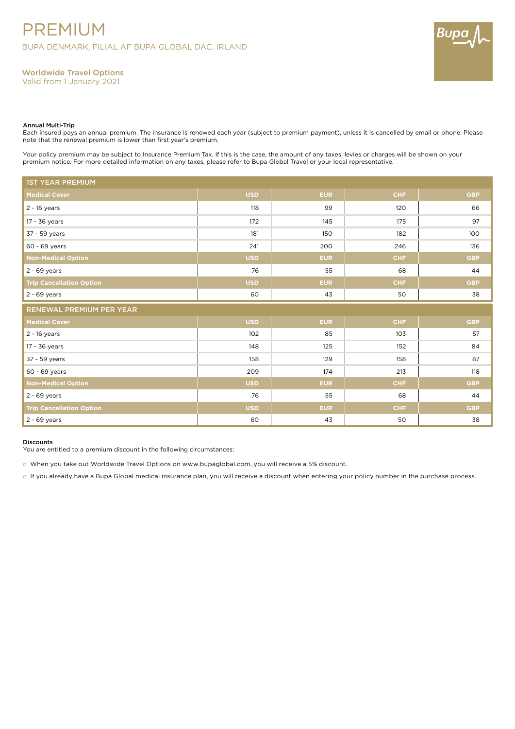# PREMIUM

BUPA DENMARK, FILIAL AF BUPA GLOBAL DAC, IRLAND

## Worldwide Travel Options

Valid from 1 January 2021

**Annual Multi-Trip**

Each insured pays an annual premium. The insurance is renewed each year (subject to premium payment), unless it is cancelled by email or phone. Please note that the renewal premium is lower than first year's premium.

Your policy premium may be subject to Insurance Premium Tax. If this is the case, the amount of any taxes, levies or charges will be shown on your premium notice. For more detailed information on any taxes, please refer to Bupa Global Travel or your local representative.

| 1ST YEAR PREMIUM | | | | |
|---|---|---|---|---|
| **Medical Cover** | **USD** | **EUR** | **CHF** | **GBP** |
| 2 - 16 years | 118 | 99 | 120 | 66 |
| 17 - 36 years | 172 | 145 | 175 | 97 |
| 37 - 59 years | 181 | 150 | 182 | 100 |
| 60 - 69 years | 241 | 200 | 246 | 136 |
| **Non-Medical Option** | **USD** | **EUR** | **CHF** | **GBP** |
| 2 - 69 years | 76 | 55 | 68 | 44 |
| **Trip Cancellation Option** | **USD** | **EUR** | **CHF** | **GBP** |
| 2 - 69 years | 60 | 43 | 50 | 38 |

| RENEWAL PREMIUM PER YEAR | | | | |
|---|---|---|---|---|
| **Medical Cover** | **USD** | **EUR** | **CHF** | **GBP** |
| 2 - 16 years | 102 | 85 | 103 | 57 |
| 17 - 36 years | 148 | 125 | 152 | 84 |
| 37 - 59 years | 158 | 129 | 158 | 87 |
| 60 - 69 years | 209 | 174 | 213 | 118 |
| **Non-Medical Option** | **USD** | **EUR** | **CHF** | **GBP** |
| 2 - 69 years | 76 | 55 | 68 | 44 |
| **Trip Cancellation Option** | **USD** | **EUR** | **CHF** | **GBP** |
| 2 - 69 years | 60 | 43 | 50 | 38 |

**Discounts**

You are entitled to a premium discount in the following circumstances:

- When you take out Worldwide Travel Options on www.bupaglobal.com, you will receive a 5% discount.
- If you already have a Bupa Global medical insurance plan, you will receive a discount when entering your policy number in the purchase process.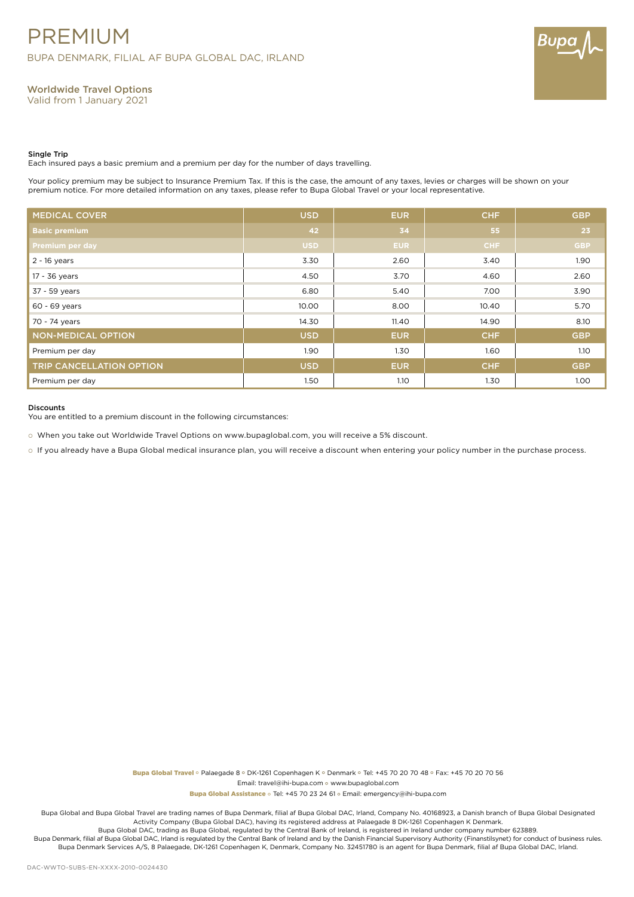# PREMIUM

BUPA DENMARK, FILIAL AF BUPA GLOBAL DAC, IRLAND

## Worldwide Travel Options

Valid from 1 January 2021

### Single Trip

Each insured pays a basic premium and a premium per day for the number of days travelling.

Your policy premium may be subject to Insurance Premium Tax. If this is the case, the amount of any taxes, levies or charges will be shown on your premium notice. For more detailed information on any taxes, please refer to Bupa Global Travel or your local representative.

| MEDICAL COVER | USD | EUR | CHF | GBP |
|---|---|---|---|---|
| **Basic premium** | **42** | **34** | **55** | **23** |
| **Premium per day** | **USD** | **EUR** | **CHF** | **GBP** |
| 2 - 16 years | 3.30 | 2.60 | 3.40 | 1.90 |
| 17 - 36 years | 4.50 | 3.70 | 4.60 | 2.60 |
| 37 - 59 years | 6.80 | 5.40 | 7.00 | 3.90 |
| 60 - 69 years | 10.00 | 8.00 | 10.40 | 5.70 |
| 70 - 74 years | 14.30 | 11.40 | 14.90 | 8.10 |
| **NON-MEDICAL OPTION** | **USD** | **EUR** | **CHF** | **GBP** |
| Premium per day | 1.90 | 1.30 | 1.60 | 1.10 |
| **TRIP CANCELLATION OPTION** | **USD** | **EUR** | **CHF** | **GBP** |
| Premium per day | 1.50 | 1.10 | 1.30 | 1.00 |

### Discounts

You are entitled to a premium discount in the following circumstances:

- When you take out Worldwide Travel Options on www.bupaglobal.com, you will receive a 5% discount.
- If you already have a Bupa Global medical insurance plan, you will receive a discount when entering your policy number in the purchase process.

**Bupa Global Travel** ◦ Palaegade 8 ◦ DK-1261 Copenhagen K ◦ Denmark ◦ Tel: +45 70 20 70 48 ◦ Fax: +45 70 20 70 56
Email: travel@ihi-bupa.com ◦ www.bupaglobal.com
**Bupa Global Assistance** ◦ Tel: +45 70 23 24 61 ◦ Email: emergency@ihi-bupa.com

Bupa Global and Bupa Global Travel are trading names of Bupa Denmark, filial af Bupa Global DAC, Irland, Company No. 40168923, a Danish branch of Bupa Global Designated Activity Company (Bupa Global DAC), having its registered address at Palaegade 8 DK-1261 Copenhagen K Denmark.
Bupa Global DAC, trading as Bupa Global, regulated by the Central Bank of Ireland, is registered in Ireland under company number 623889.
Bupa Denmark, filial af Bupa Global DAC, Irland is regulated by the Central Bank of Ireland and by the Danish Financial Supervisory Authority (Finanstilsynet) for conduct of business rules.
Bupa Denmark Services A/S, 8 Palaegade, DK-1261 Copenhagen K, Denmark, Company No. 32451780 is an agent for Bupa Denmark, filial af Bupa Global DAC, Irland.

DAC-WWTO-SUBS-EN-XXXX-2010-0024430